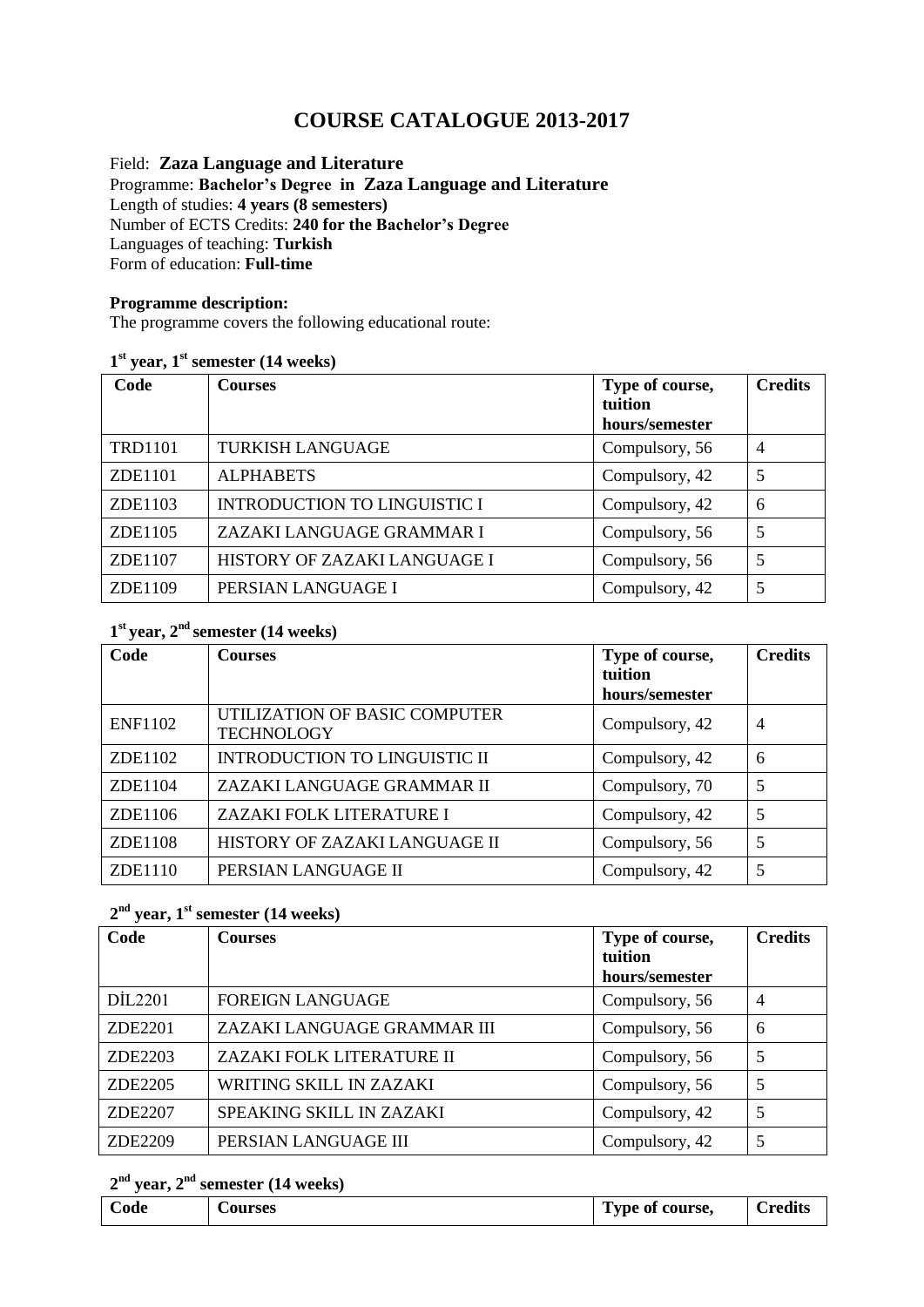# COURSE CATALOGUE 2013-2017

Field: **Zaza Language and Literature**
Programme: **Bachelor's Degree in Zaza Language and Literature**
Length of studies: **4 years (8 semesters)**
Number of ECTS Credits: **240 for the Bachelor's Degree**
Languages of teaching: **Turkish**
Form of education: **Full-time**

**Programme description:**
The programme covers the following educational route:

**1st year, 1st semester (14 weeks)**

| Code | Courses | Type of course, tuition hours/semester | Credits |
|---|---|---|---|
| TRD1101 | TURKISH LANGUAGE | Compulsory, 56 | 4 |
| ZDE1101 | ALPHABETS | Compulsory, 42 | 5 |
| ZDE1103 | INTRODUCTION TO LINGUISTIC I | Compulsory, 42 | 6 |
| ZDE1105 | ZAZAKI LANGUAGE GRAMMAR I | Compulsory, 56 | 5 |
| ZDE1107 | HISTORY OF ZAZAKI LANGUAGE I | Compulsory, 56 | 5 |
| ZDE1109 | PERSIAN LANGUAGE I | Compulsory, 42 | 5 |

**1st year, 2nd semester (14 weeks)**

| Code | Courses | Type of course, tuition hours/semester | Credits |
|---|---|---|---|
| ENF1102 | UTILIZATION OF BASIC COMPUTER TECHNOLOGY | Compulsory, 42 | 4 |
| ZDE1102 | INTRODUCTION TO LINGUISTIC II | Compulsory, 42 | 6 |
| ZDE1104 | ZAZAKI LANGUAGE GRAMMAR II | Compulsory, 70 | 5 |
| ZDE1106 | ZAZAKI FOLK LITERATURE I | Compulsory, 42 | 5 |
| ZDE1108 | HISTORY OF ZAZAKI LANGUAGE II | Compulsory, 56 | 5 |
| ZDE1110 | PERSIAN LANGUAGE II | Compulsory, 42 | 5 |

**2nd year, 1st semester (14 weeks)**

| Code | Courses | Type of course, tuition hours/semester | Credits |
|---|---|---|---|
| DİL2201 | FOREIGN LANGUAGE | Compulsory, 56 | 4 |
| ZDE2201 | ZAZAKI LANGUAGE GRAMMAR III | Compulsory, 56 | 6 |
| ZDE2203 | ZAZAKI FOLK LITERATURE II | Compulsory, 56 | 5 |
| ZDE2205 | WRITING SKILL IN ZAZAKI | Compulsory, 56 | 5 |
| ZDE2207 | SPEAKING SKILL IN ZAZAKI | Compulsory, 42 | 5 |
| ZDE2209 | PERSIAN LANGUAGE III | Compulsory, 42 | 5 |

**2nd year, 2nd semester (14 weeks)**

| Code | Courses | Type of course, | Credits |
|---|---|---|---|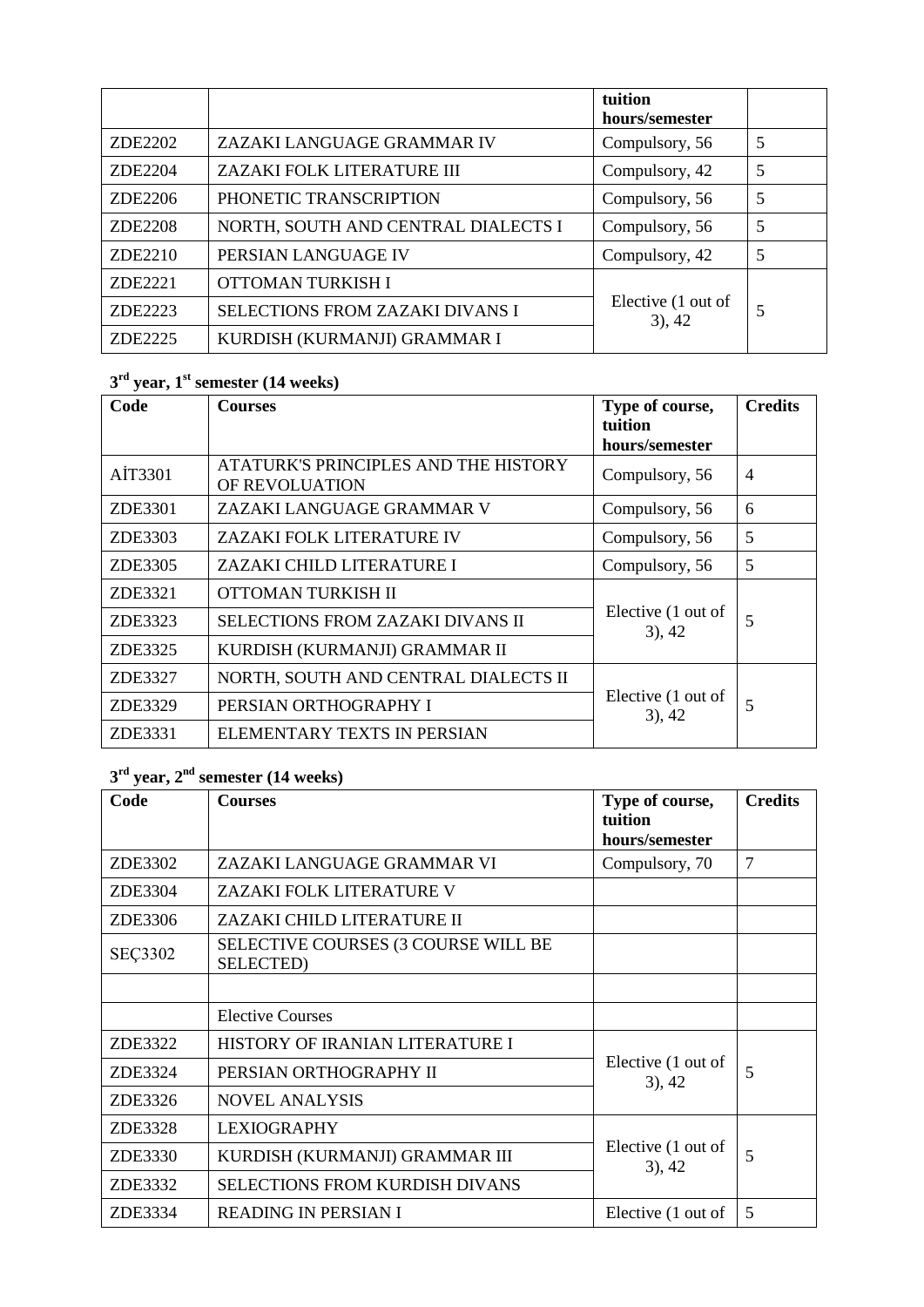| | | tuition hours/semester | |
|---|---|---|---|
| ZDE2202 | ZAZAKI LANGUAGE GRAMMAR IV | Compulsory, 56 | 5 |
| ZDE2204 | ZAZAKI FOLK LITERATURE III | Compulsory, 42 | 5 |
| ZDE2206 | PHONETIC TRANSCRIPTION | Compulsory, 56 | 5 |
| ZDE2208 | NORTH, SOUTH AND CENTRAL DIALECTS I | Compulsory, 56 | 5 |
| ZDE2210 | PERSIAN LANGUAGE IV | Compulsory, 42 | 5 |
| ZDE2221 | OTTOMAN TURKISH I | Elective (1 out of 3), 42 | 5 |
| ZDE2223 | SELECTIONS FROM ZAZAKI DIVANS I | | |
| ZDE2225 | KURDISH (KURMANJI) GRAMMAR I | | |

### 3rd year, 1st semester (14 weeks)

| Code | Courses | Type of course, tuition hours/semester | Credits |
|---|---|---|---|
| AİT3301 | ATATURK'S PRINCIPLES AND THE HISTORY OF REVOLUATION | Compulsory, 56 | 4 |
| ZDE3301 | ZAZAKI LANGUAGE GRAMMAR V | Compulsory, 56 | 6 |
| ZDE3303 | ZAZAKI FOLK LITERATURE IV | Compulsory, 56 | 5 |
| ZDE3305 | ZAZAKI CHILD LITERATURE I | Compulsory, 56 | 5 |
| ZDE3321 | OTTOMAN TURKISH II | Elective (1 out of 3), 42 | 5 |
| ZDE3323 | SELECTIONS FROM ZAZAKI DIVANS II | | |
| ZDE3325 | KURDISH (KURMANJI) GRAMMAR II | | |
| ZDE3327 | NORTH, SOUTH AND CENTRAL DIALECTS II | Elective (1 out of 3), 42 | 5 |
| ZDE3329 | PERSIAN ORTHOGRAPHY I | | |
| ZDE3331 | ELEMENTARY TEXTS IN PERSIAN | | |

### 3rd year, 2nd semester (14 weeks)

| Code | Courses | Type of course, tuition hours/semester | Credits |
|---|---|---|---|
| ZDE3302 | ZAZAKI LANGUAGE GRAMMAR VI | Compulsory, 70 | 7 |
| ZDE3304 | ZAZAKI FOLK LITERATURE V | | |
| ZDE3306 | ZAZAKI CHILD LITERATURE II | | |
| SEÇ3302 | SELECTIVE COURSES (3 COURSE WILL BE SELECTED) | | |
| | | | |
| | Elective Courses | | |
| ZDE3322 | HISTORY OF IRANIAN LITERATURE I | Elective (1 out of 3), 42 | 5 |
| ZDE3324 | PERSIAN ORTHOGRAPHY II | | |
| ZDE3326 | NOVEL ANALYSIS | | |
| ZDE3328 | LEXIOGRAPHY | Elective (1 out of 3), 42 | 5 |
| ZDE3330 | KURDISH (KURMANJI) GRAMMAR III | | |
| ZDE3332 | SELECTIONS FROM KURDISH DIVANS | | |
| ZDE3334 | READING IN PERSIAN I | Elective (1 out of | 5 |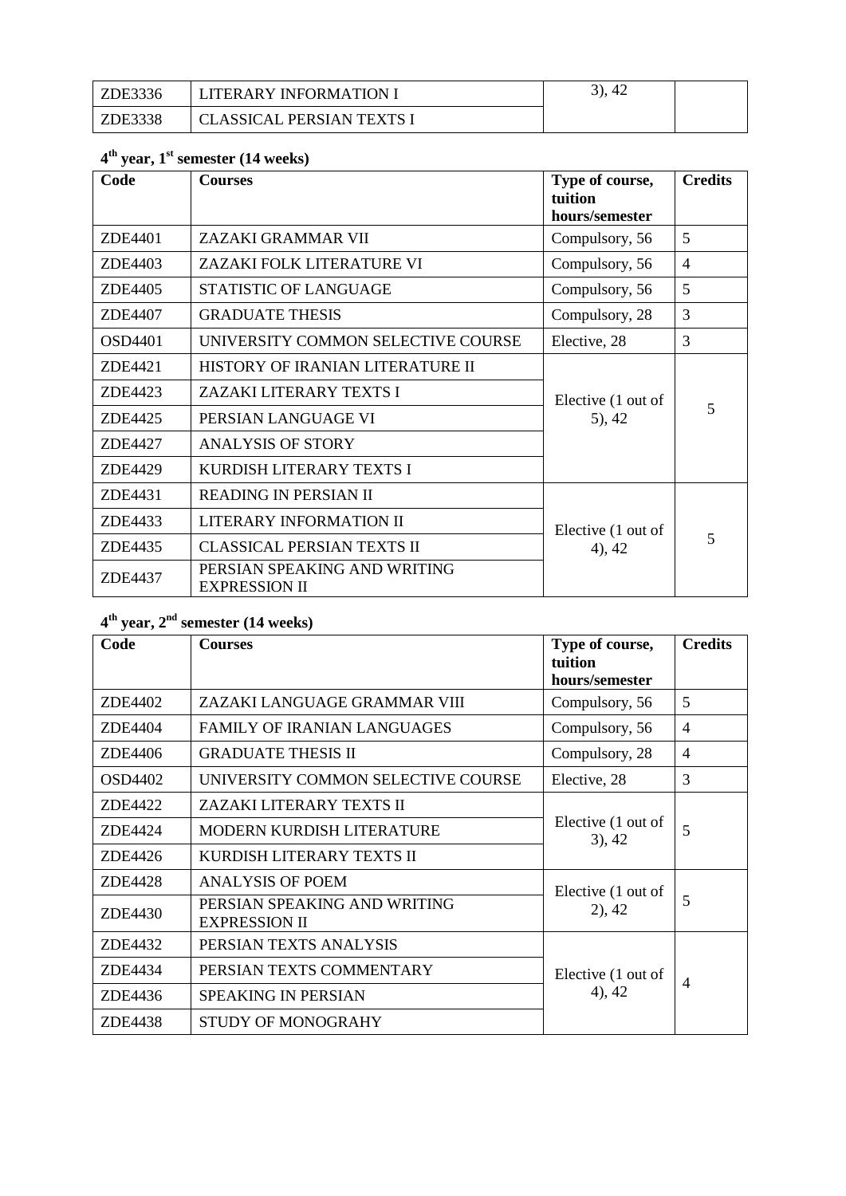| | | | |
|---|---|---|---|
| ZDE3336 | LITERARY INFORMATION I | 3), 42 | |
| ZDE3338 | CLASSICAL PERSIAN TEXTS I | | |

### 4th year, 1st semester (14 weeks)

| Code | Courses | Type of course, tuition hours/semester | Credits |
|---|---|---|---|
| ZDE4401 | ZAZAKI GRAMMAR VII | Compulsory, 56 | 5 |
| ZDE4403 | ZAZAKI FOLK LITERATURE VI | Compulsory, 56 | 4 |
| ZDE4405 | STATISTIC OF LANGUAGE | Compulsory, 56 | 5 |
| ZDE4407 | GRADUATE THESIS | Compulsory, 28 | 3 |
| OSD4401 | UNIVERSITY COMMON SELECTIVE COURSE | Elective, 28 | 3 |
| ZDE4421 | HISTORY OF IRANIAN LITERATURE II | Elective (1 out of 5), 42 | 5 |
| ZDE4423 | ZAZAKI LITERARY TEXTS I | | |
| ZDE4425 | PERSIAN LANGUAGE VI | | |
| ZDE4427 | ANALYSIS OF STORY | | |
| ZDE4429 | KURDISH LITERARY TEXTS I | | |
| ZDE4431 | READING IN PERSIAN II | Elective (1 out of 4), 42 | 5 |
| ZDE4433 | LITERARY INFORMATION II | | |
| ZDE4435 | CLASSICAL PERSIAN TEXTS II | | |
| ZDE4437 | PERSIAN SPEAKING AND WRITING EXPRESSION II | | |

### 4th year, 2nd semester (14 weeks)

| Code | Courses | Type of course, tuition hours/semester | Credits |
|---|---|---|---|
| ZDE4402 | ZAZAKI LANGUAGE GRAMMAR VIII | Compulsory, 56 | 5 |
| ZDE4404 | FAMILY OF IRANIAN LANGUAGES | Compulsory, 56 | 4 |
| ZDE4406 | GRADUATE THESIS II | Compulsory, 28 | 4 |
| OSD4402 | UNIVERSITY COMMON SELECTIVE COURSE | Elective, 28 | 3 |
| ZDE4422 | ZAZAKI LITERARY TEXTS II | Elective (1 out of 3), 42 | 5 |
| ZDE4424 | MODERN KURDISH LITERATURE | | |
| ZDE4426 | KURDISH LITERARY TEXTS II | | |
| ZDE4428 | ANALYSIS OF POEM | Elective (1 out of 2), 42 | 5 |
| ZDE4430 | PERSIAN SPEAKING AND WRITING EXPRESSION II | | |
| ZDE4432 | PERSIAN TEXTS ANALYSIS | Elective (1 out of 4), 42 | 4 |
| ZDE4434 | PERSIAN TEXTS COMMENTARY | | |
| ZDE4436 | SPEAKING IN PERSIAN | | |
| ZDE4438 | STUDY OF MONOGRAHY | | |